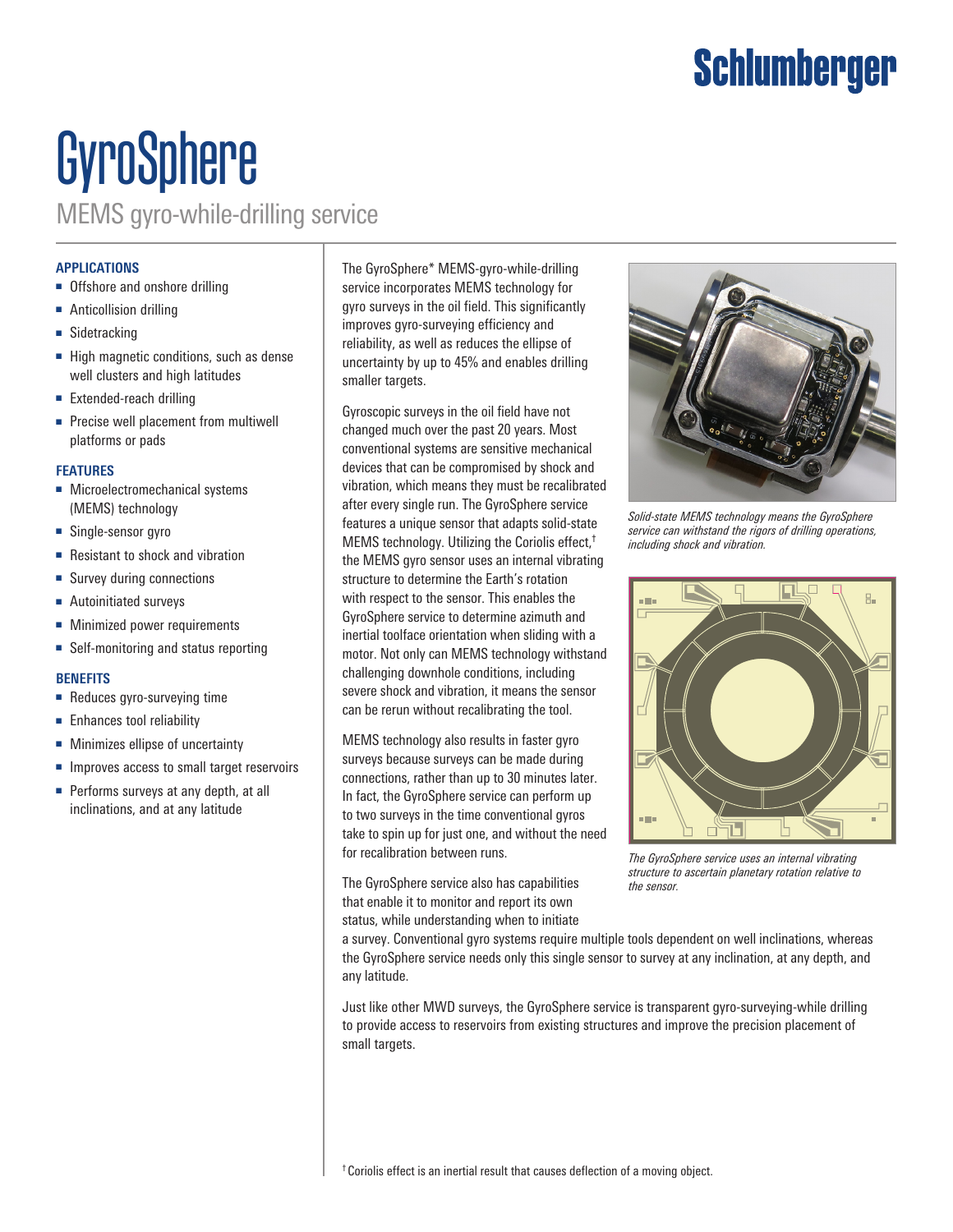# GyroSphere

## MEMS gyro-while-drilling service

### APPLICATIONS

- Offshore and onshore drilling
- Anticollision drilling
- Sidetracking
- High magnetic conditions, such as dense well clusters and high latitudes
- Extended-reach drilling
- Precise well placement from multiwell platforms or pads

### FEATURES

- Microelectromechanical systems (MEMS) technology
- Single-sensor gyro
- Resistant to shock and vibration
- Survey during connections
- Autoinitiated surveys
- Minimized power requirements
- Self-monitoring and status reporting

### BENEFITS

- Reduces gyro-surveying time
- Enhances tool reliability
- Minimizes ellipse of uncertainty
- Improves access to small target reservoirs
- Performs surveys at any depth, at all inclinations, and at any latitude

The GyroSphere* MEMS-gyro-while-drilling service incorporates MEMS technology for gyro surveys in the oil field. This significantly improves gyro-surveying efficiency and reliability, as well as reduces the ellipse of uncertainty by up to 45% and enables drilling smaller targets.

Gyroscopic surveys in the oil field have not changed much over the past 20 years. Most conventional systems are sensitive mechanical devices that can be compromised by shock and vibration, which means they must be recalibrated after every single run. The GyroSphere service features a unique sensor that adapts solid-state MEMS technology. Utilizing the Coriolis effect,† the MEMS gyro sensor uses an internal vibrating structure to determine the Earth's rotation with respect to the sensor. This enables the GyroSphere service to determine azimuth and inertial toolface orientation when sliding with a motor. Not only can MEMS technology withstand challenging downhole conditions, including severe shock and vibration, it means the sensor can be rerun without recalibrating the tool.

MEMS technology also results in faster gyro surveys because surveys can be made during connections, rather than up to 30 minutes later. In fact, the GyroSphere service can perform up to two surveys in the time conventional gyros take to spin up for just one, and without the need for recalibration between runs.

The GyroSphere service also has capabilities that enable it to monitor and report its own status, while understanding when to initiate a survey. Conventional gyro systems require multiple tools dependent on well inclinations, whereas the GyroSphere service needs only this single sensor to survey at any inclination, at any depth, and any latitude.

Just like other MWD surveys, the GyroSphere service is transparent gyro-surveying-while drilling to provide access to reservoirs from existing structures and improve the precision placement of small targets.

*Solid-state MEMS technology means the GyroSphere service can withstand the rigors of drilling operations, including shock and vibration.*

*The GyroSphere service uses an internal vibrating structure to ascertain planetary rotation relative to the sensor.*

† Coriolis effect is an inertial result that causes deflection of a moving object.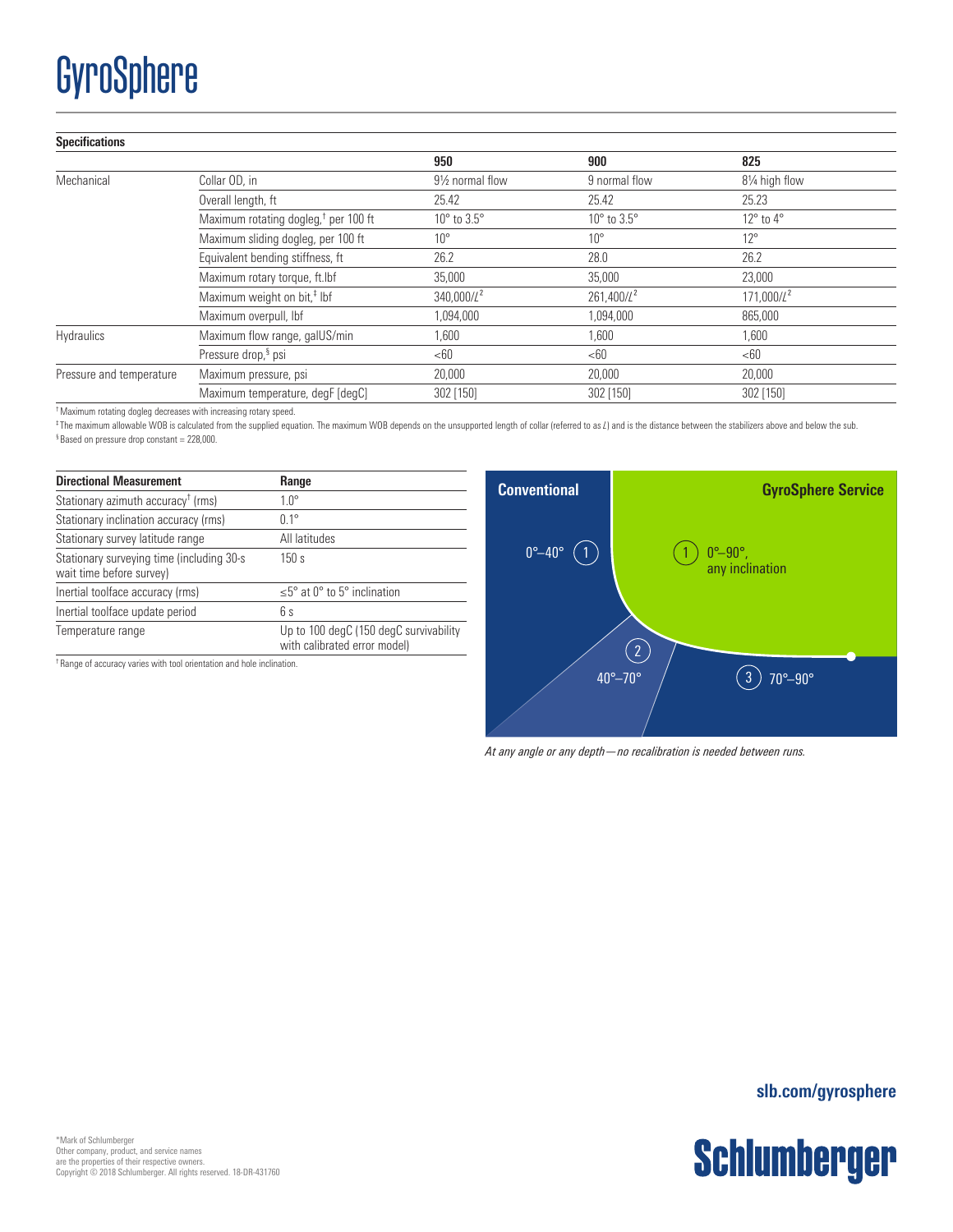# GyroSphere

**Specifications**

| | | 950 | 900 | 825 |
|---|---|---|---|---|
| Mechanical | Collar OD, in | 9½ normal flow | 9 normal flow | 8¼ high flow |
| | Overall length, ft | 25.42 | 25.42 | 25.23 |
| | Maximum rotating dogleg,† per 100 ft | 10° to 3.5° | 10° to 3.5° | 12° to 4° |
| | Maximum sliding dogleg, per 100 ft | 10° | 10° | 12° |
| | Equivalent bending stiffness, ft | 26.2 | 28.0 | 26.2 |
| | Maximum rotary torque, ft.lbf | 35,000 | 35,000 | 23,000 |
| | Maximum weight on bit,‡ lbf | $340{,}000/L^2$ | $261{,}400/L^2$ | $171{,}000/L^2$ |
| | Maximum overpull, lbf | 1,094,000 | 1,094,000 | 865,000 |
| Hydraulics | Maximum flow range, galUS/min | 1,600 | 1,600 | 1,600 |
| | Pressure drop,§ psi | <60 | <60 | <60 |
| Pressure and temperature | Maximum pressure, psi | 20,000 | 20,000 | 20,000 |
| | Maximum temperature, degF [degC] | 302 [150] | 302 [150] | 302 [150] |

† Maximum rotating dogleg decreases with increasing rotary speed.
‡ The maximum allowable WOB is calculated from the supplied equation. The maximum WOB depends on the unsupported length of collar (referred to as $L$) and is the distance between the stabilizers above and below the sub.
§ Based on pressure drop constant = 228,000.

| Directional Measurement | Range |
|---|---|
| Stationary azimuth accuracy† (rms) | 1.0° |
| Stationary inclination accuracy (rms) | 0.1° |
| Stationary survey latitude range | All latitudes |
| Stationary surveying time (including 30-s wait time before survey) | 150 s |
| Inertial toolface accuracy (rms) | ≤5° at 0° to 5° inclination |
| Inertial toolface update period | 6 s |
| Temperature range | Up to 100 degC (150 degC survivability with calibrated error model) |

† Range of accuracy varies with tool orientation and hole inclination.

Conventional
GyroSphere Service
0°–40° (1)
(1) 0°–90°, any inclination
(2) 40°–70°
(3) 70°–90°

*At any angle or any depth—no recalibration is needed between runs.*

slb.com/gyrosphere

*Mark of Schlumberger
Other company, product, and service names are the properties of their respective owners.
Copyright © 2018 Schlumberger. All rights reserved. 18-DR-431760

Schlumberger